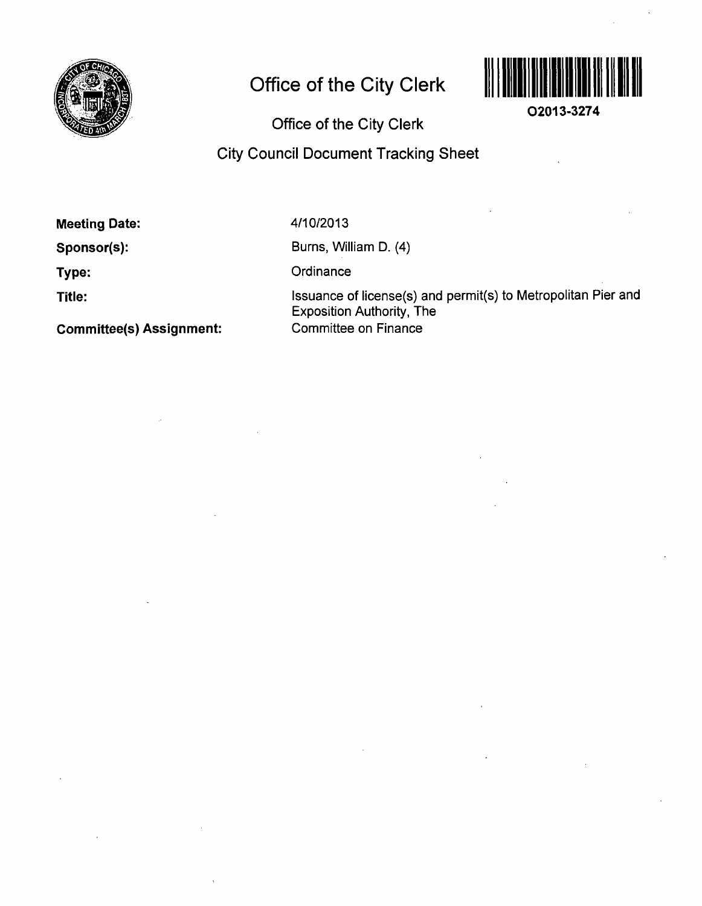# Office of the City Clerk

O2013-3274

## Office of the City Clerk

## City Council Document Tracking Sheet

**Meeting Date:** 4/10/2013

**Sponsor(s):** Burns, William D. (4)

**Type:** Ordinance

**Title:** Issuance of license(s) and permit(s) to Metropolitan Pier and Exposition Authority, The

**Committee(s) Assignment:** Committee on Finance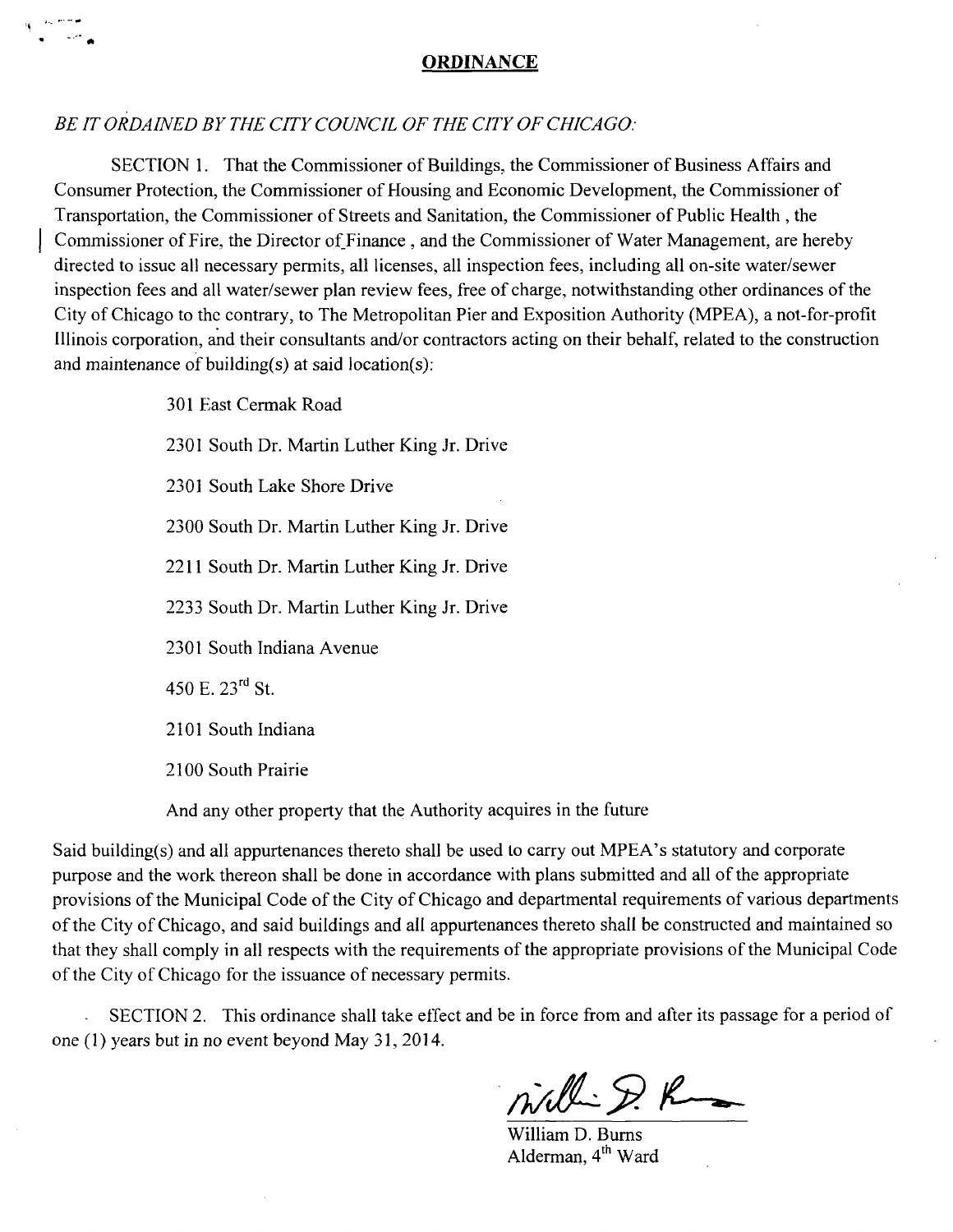# ORDINANCE

*BE IT ORDAINED BY THE CITY COUNCIL OF THE CITY OF CHICAGO:*

SECTION 1. That the Commissioner of Buildings, the Commissioner of Business Affairs and Consumer Protection, the Commissioner of Housing and Economic Development, the Commissioner of Transportation, the Commissioner of Streets and Sanitation, the Commissioner of Public Health , the Commissioner of Fire, the Director of Finance , and the Commissioner of Water Management, are hereby directed to issue all necessary permits, all licenses, all inspection fees, including all on-site water/sewer inspection fees and all water/sewer plan review fees, free of charge, notwithstanding other ordinances of the City of Chicago to the contrary, to The Metropolitan Pier and Exposition Authority (MPEA), a not-for-profit Illinois corporation, and their consultants and/or contractors acting on their behalf, related to the construction and maintenance of building(s) at said location(s):

301 East Cermak Road

2301 South Dr. Martin Luther King Jr. Drive

2301 South Lake Shore Drive

2300 South Dr. Martin Luther King Jr. Drive

2211 South Dr. Martin Luther King Jr. Drive

2233 South Dr. Martin Luther King Jr. Drive

2301 South Indiana Avenue

450 E. 23rd St.

2101 South Indiana

2100 South Prairie

And any other property that the Authority acquires in the future

Said building(s) and all appurtenances thereto shall be used to carry out MPEA's statutory and corporate purpose and the work thereon shall be done in accordance with plans submitted and all of the appropriate provisions of the Municipal Code of the City of Chicago and departmental requirements of various departments of the City of Chicago, and said buildings and all appurtenances thereto shall be constructed and maintained so that they shall comply in all respects with the requirements of the appropriate provisions of the Municipal Code of the City of Chicago for the issuance of necessary permits.

SECTION 2. This ordinance shall take effect and be in force from and after its passage for a period of one (1) years but in no event beyond May 31, 2014.

William D. Burns
Alderman, 4th Ward